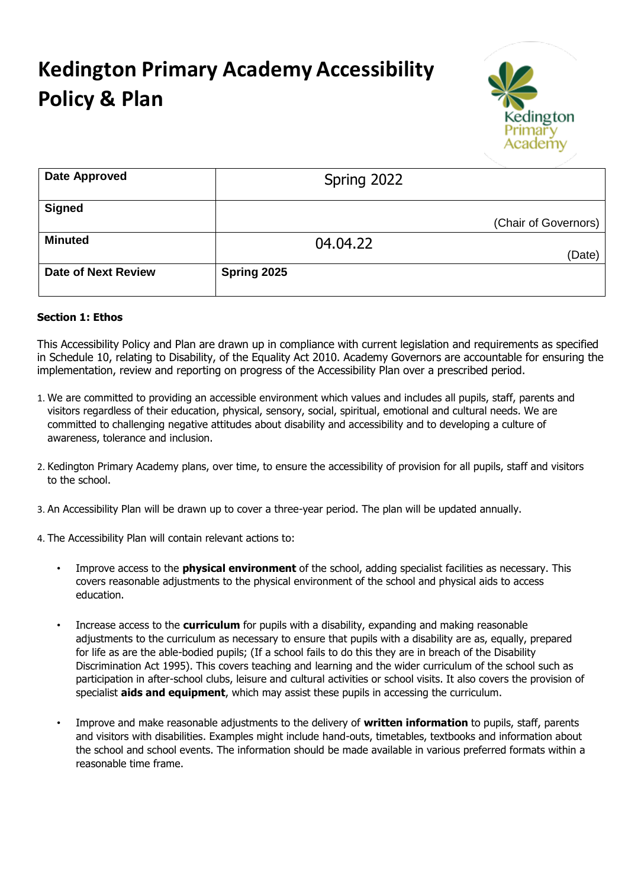# Kedington Primary Academy Accessibility Policy & Plan

| Date Approved | Spring 2022 |
|---|---|
| Signed | (Chair of Governors) |
| Minuted | 04.04.22 (Date) |
| Date of Next Review | **Spring 2025** |

**Section 1: Ethos**

This Accessibility Policy and Plan are drawn up in compliance with current legislation and requirements as specified in Schedule 10, relating to Disability, of the Equality Act 2010. Academy Governors are accountable for ensuring the implementation, review and reporting on progress of the Accessibility Plan over a prescribed period.

1. We are committed to providing an accessible environment which values and includes all pupils, staff, parents and visitors regardless of their education, physical, sensory, social, spiritual, emotional and cultural needs. We are committed to challenging negative attitudes about disability and accessibility and to developing a culture of awareness, tolerance and inclusion.

2. Kedington Primary Academy plans, over time, to ensure the accessibility of provision for all pupils, staff and visitors to the school.

3. An Accessibility Plan will be drawn up to cover a three-year period. The plan will be updated annually.

4. The Accessibility Plan will contain relevant actions to:

   - Improve access to the **physical environment** of the school, adding specialist facilities as necessary. This covers reasonable adjustments to the physical environment of the school and physical aids to access education.

   - Increase access to the **curriculum** for pupils with a disability, expanding and making reasonable adjustments to the curriculum as necessary to ensure that pupils with a disability are as, equally, prepared for life as are the able-bodied pupils; (If a school fails to do this they are in breach of the Disability Discrimination Act 1995). This covers teaching and learning and the wider curriculum of the school such as participation in after-school clubs, leisure and cultural activities or school visits. It also covers the provision of specialist **aids and equipment**, which may assist these pupils in accessing the curriculum.

   - Improve and make reasonable adjustments to the delivery of **written information** to pupils, staff, parents and visitors with disabilities. Examples might include hand-outs, timetables, textbooks and information about the school and school events. The information should be made available in various preferred formats within a reasonable time frame.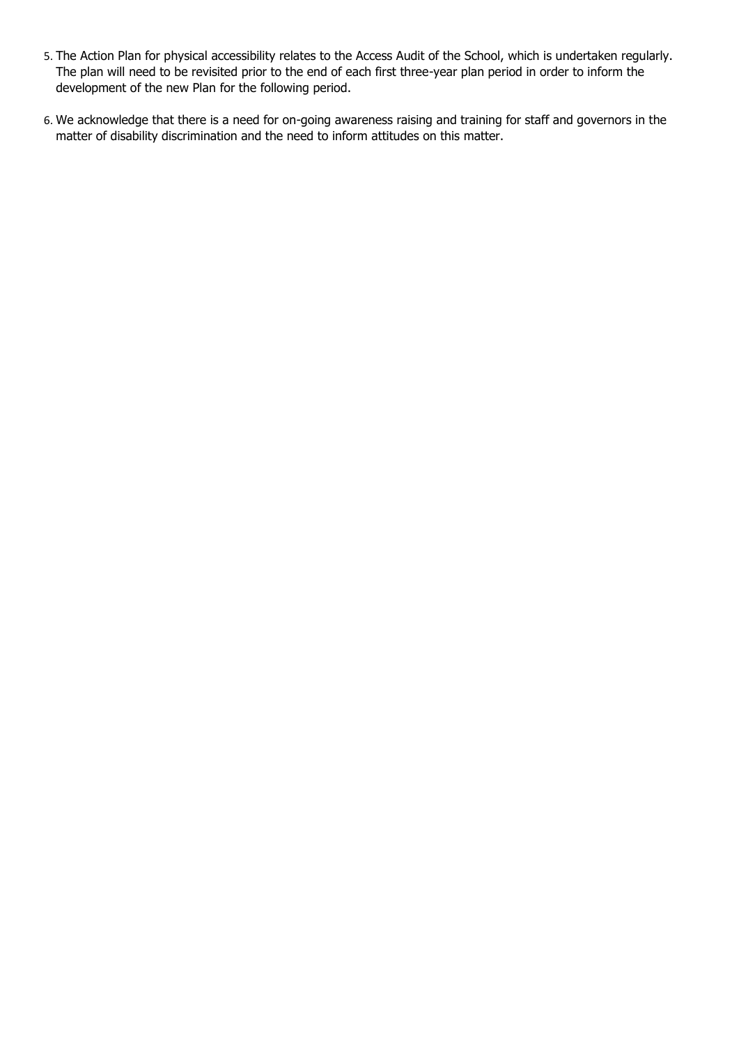5. The Action Plan for physical accessibility relates to the Access Audit of the School, which is undertaken regularly. The plan will need to be revisited prior to the end of each first three-year plan period in order to inform the development of the new Plan for the following period.

6. We acknowledge that there is a need for on-going awareness raising and training for staff and governors in the matter of disability discrimination and the need to inform attitudes on this matter.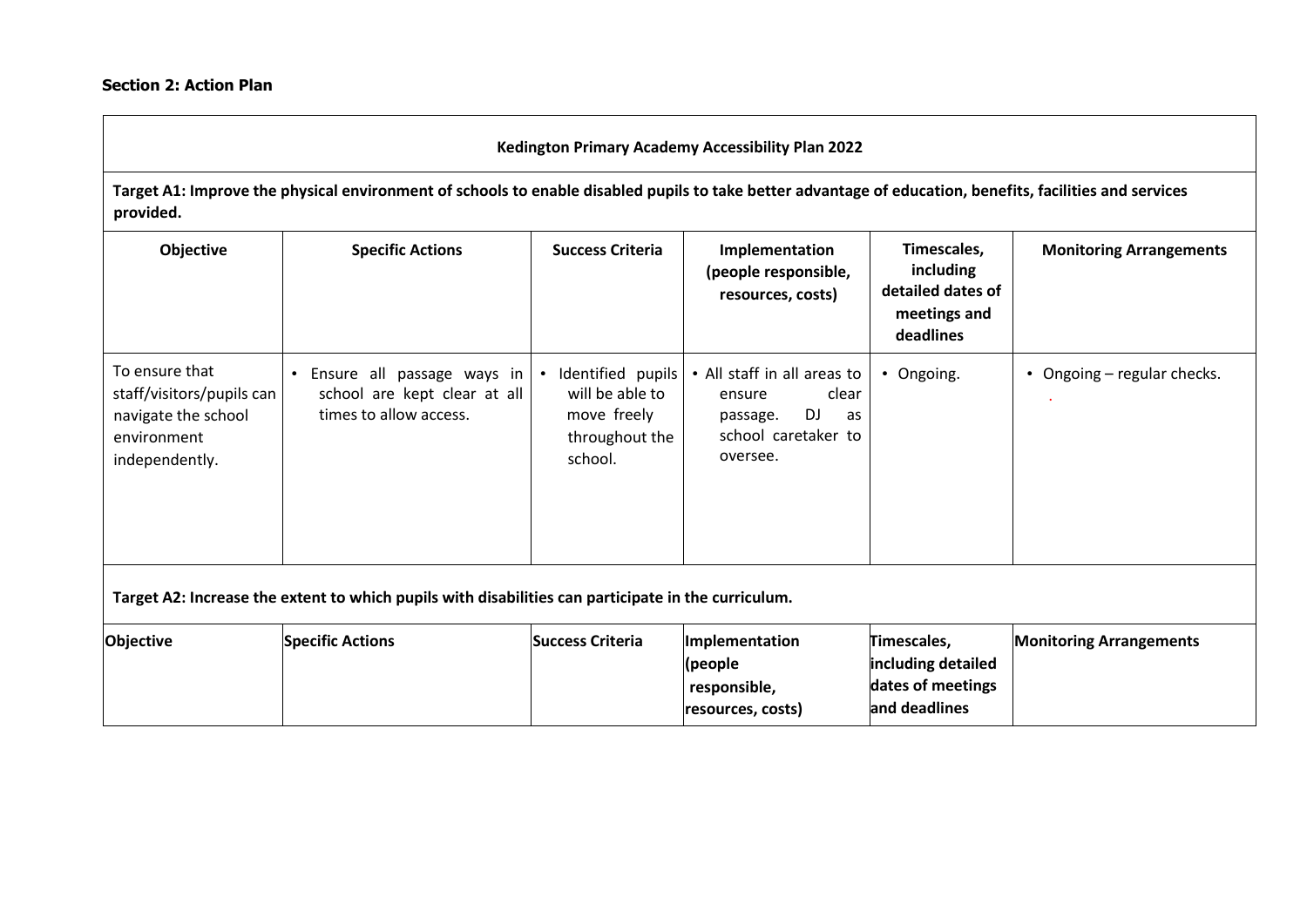**Section 2: Action Plan**

| Kedington Primary Academy Accessibility Plan 2022 | | | | | |
|---|---|---|---|---|---|
| **Target A1: Improve the physical environment of schools to enable disabled pupils to take better advantage of education, benefits, facilities and services provided.** | | | | | |
| **Objective** | **Specific Actions** | **Success Criteria** | **Implementation (people responsible, resources, costs)** | **Timescales, including detailed dates of meetings and deadlines** | **Monitoring Arrangements** |
| To ensure that staff/visitors/pupils can navigate the school environment independently. | • Ensure all passage ways in school are kept clear at all times to allow access. | • Identified pupils will be able to move freely throughout the school. | • All staff in all areas to ensure clear passage. DJ as school caretaker to oversee. | • Ongoing. | • Ongoing – regular checks. |
| **Target A2: Increase the extent to which pupils with disabilities can participate in the curriculum.** | | | | | |
| **Objective** | **Specific Actions** | **Success Criteria** | **Implementation (people responsible, resources, costs)** | **Timescales, including detailed dates of meetings and deadlines** | **Monitoring Arrangements** |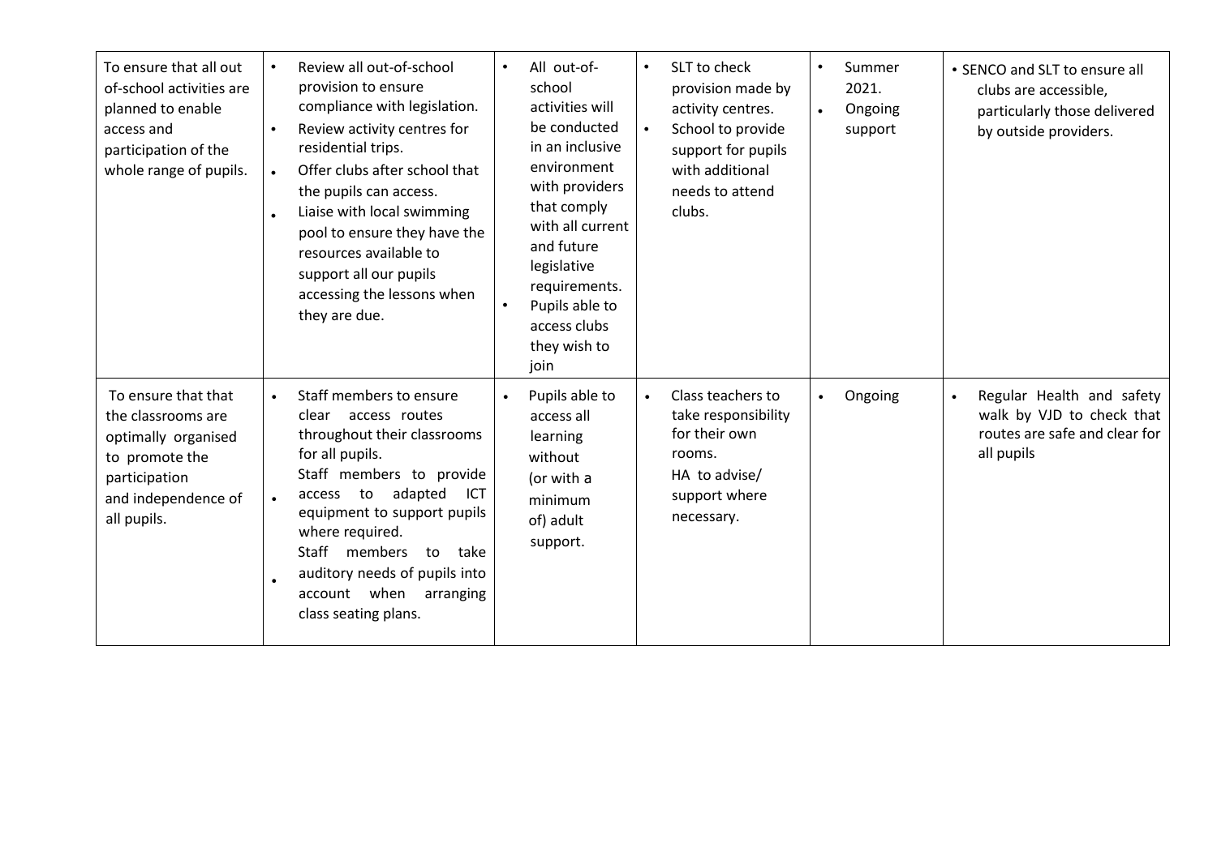| | | | | | |
|---|---|---|---|---|---|
| To ensure that all out of-school activities are planned to enable access and participation of the whole range of pupils. | • Review all out-of-school provision to ensure compliance with legislation.<br>• Review activity centres for residential trips.<br>• Offer clubs after school that the pupils can access.<br>• Liaise with local swimming pool to ensure they have the resources available to support all our pupils accessing the lessons when they are due. | • All out-of-school activities will be conducted in an inclusive environment with providers that comply with all current and future legislative requirements.<br>• Pupils able to access clubs they wish to join | • SLT to check provision made by activity centres.<br>• School to provide support for pupils with additional needs to attend clubs. | • Summer 2021.<br>• Ongoing support | • SENCO and SLT to ensure all clubs are accessible, particularly those delivered by outside providers. |
| To ensure that that the classrooms are optimally organised to promote the participation and independence of all pupils. | • Staff members to ensure clear access routes throughout their classrooms for all pupils.<br>• Staff members to provide access to adapted ICT equipment to support pupils where required.<br>• Staff members to take auditory needs of pupils into account when arranging class seating plans. | • Pupils able to access all learning without (or with a minimum of) adult support. | • Class teachers to take responsibility for their own rooms. HA to advise/ support where necessary. | • Ongoing | • Regular Health and safety walk by VJD to check that routes are safe and clear for all pupils |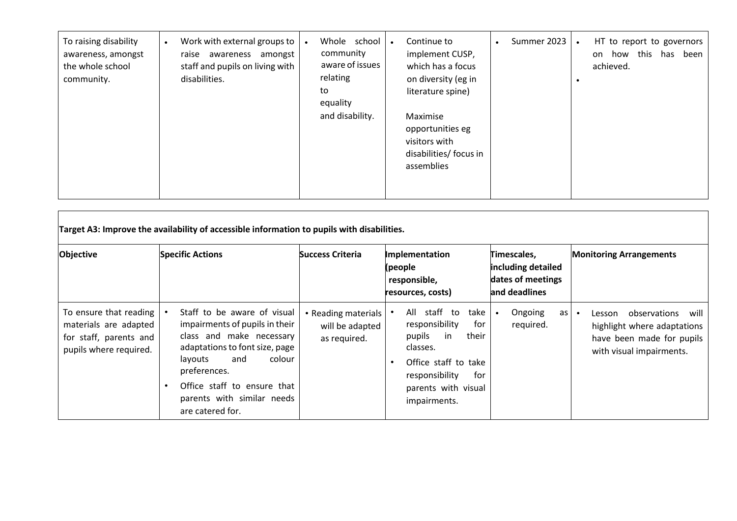| | | | | | |
|---|---|---|---|---|---|
| To raising disability awareness, amongst the whole school community. | • Work with external groups to raise awareness amongst staff and pupils on living with disabilities. | • Whole school community aware of issues relating to equality and disability. | • Continue to implement CUSP, which has a focus on diversity (eg in literature spine)<br><br>Maximise opportunities eg visitors with disabilities/ focus in assemblies | • Summer 2023 | • HT to report to governors on how this has been achieved.<br>• |

**Target A3: Improve the availability of accessible information to pupils with disabilities.**

| Objective | Specific Actions | Success Criteria | Implementation (people responsible, resources, costs) | Timescales, including detailed dates of meetings and deadlines | Monitoring Arrangements |
|---|---|---|---|---|---|
| To ensure that reading materials are adapted for staff, parents and pupils where required. | • Staff to be aware of visual impairments of pupils in their class and make necessary adaptations to font size, page layouts and colour preferences.<br>• Office staff to ensure that parents with similar needs are catered for. | • Reading materials will be adapted as required. | • All staff to take responsibility for pupils in their classes.<br>• Office staff to take responsibility for parents with visual impairments. | • Ongoing as required. | • Lesson observations will highlight where adaptations have been made for pupils with visual impairments. |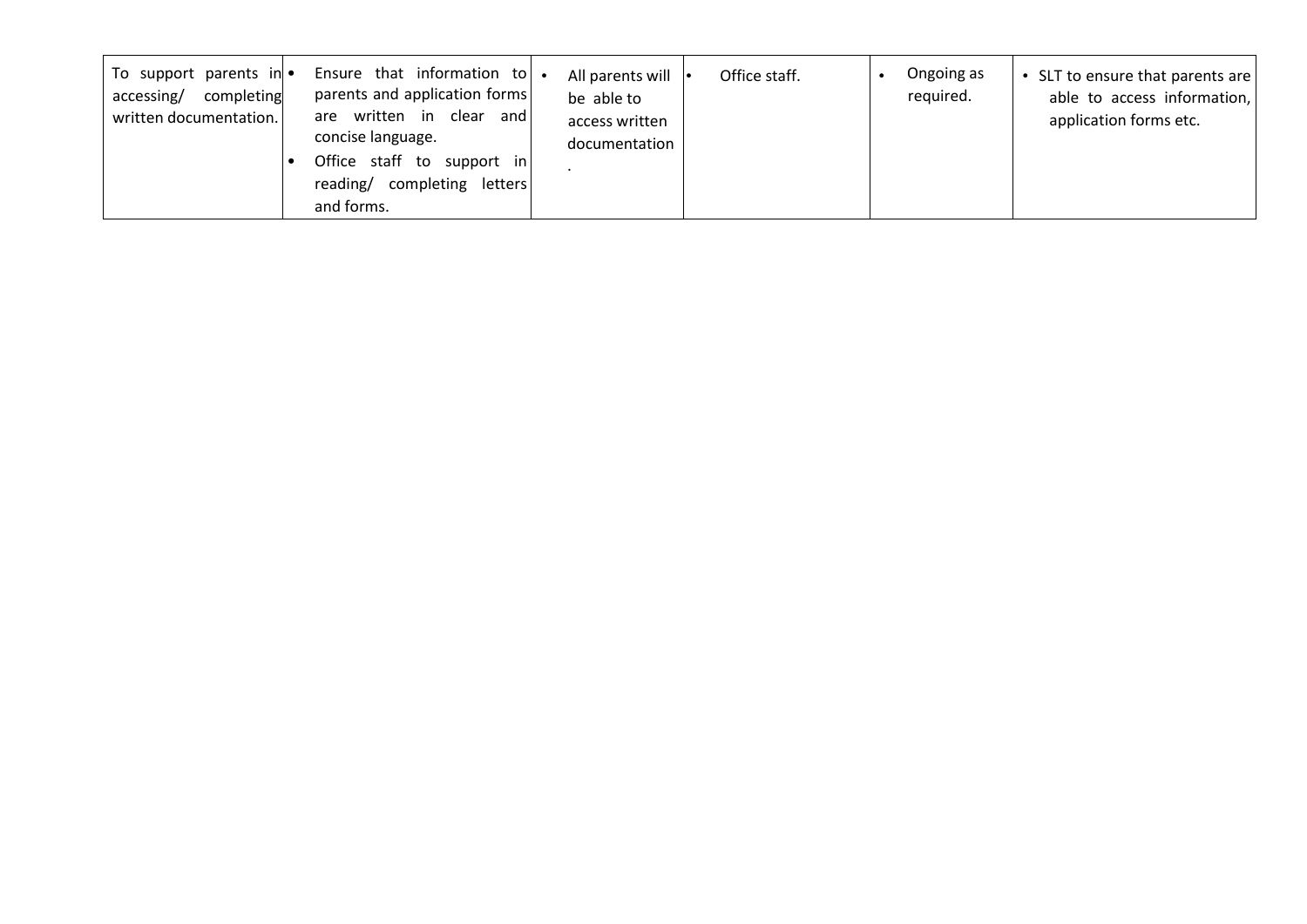| | | | | | |
|---|---|---|---|---|---|
| To support parents in accessing/ completing written documentation. | • Ensure that information to parents and application forms are written in clear and concise language.<br>• Office staff to support in reading/ completing letters and forms. | • All parents will be able to access written documentation. | • Office staff. | • Ongoing as required. | • SLT to ensure that parents are able to access information, application forms etc. |